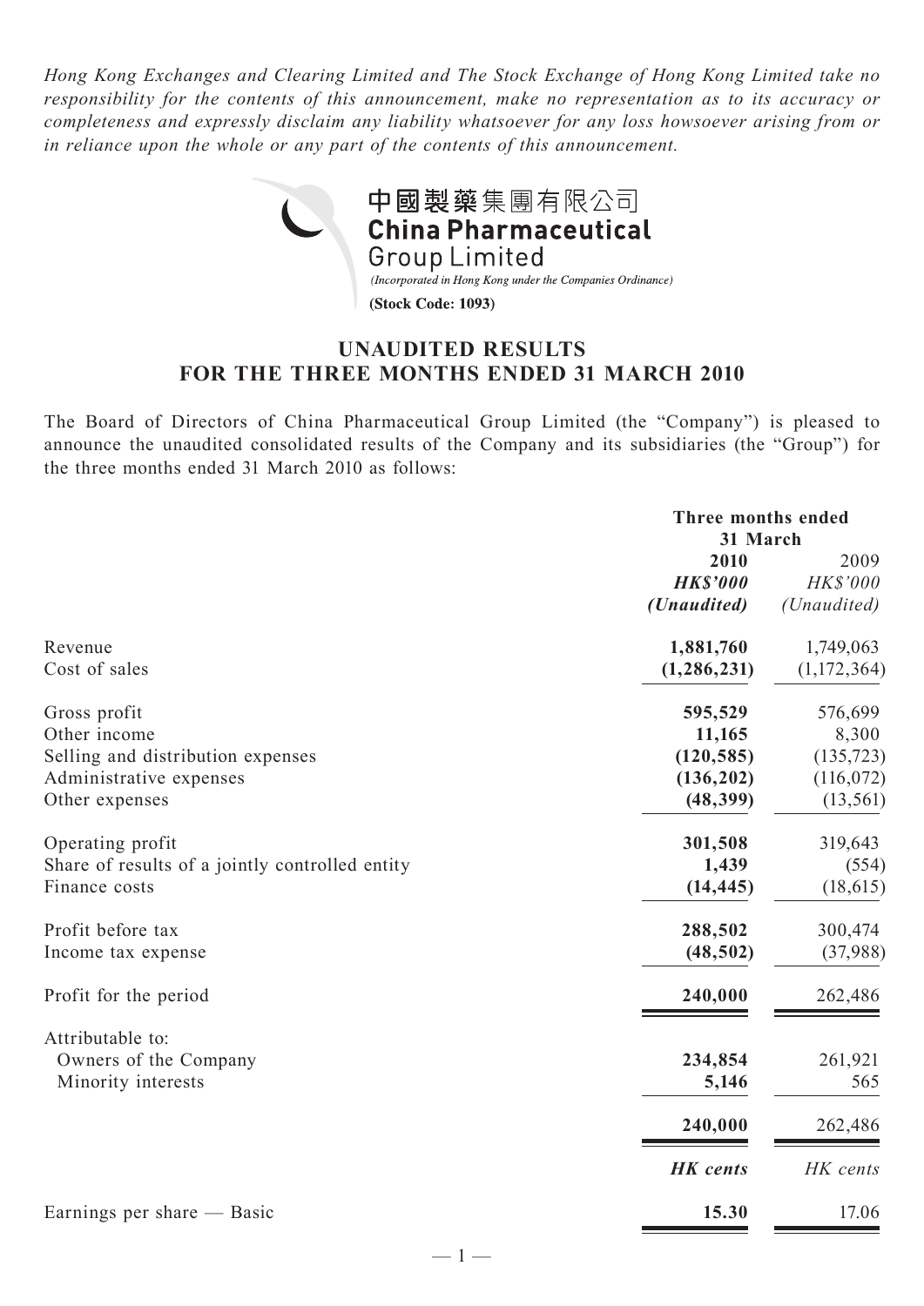*Hong Kong Exchanges and Clearing Limited and The Stock Exchange of Hong Kong Limited take no responsibility for the contents of this announcement, make no representation as to its accuracy or completeness and expressly disclaim any liability whatsoever for any loss howsoever arising from or in reliance upon the whole or any part of the contents of this announcement.*

**中國製藥集團有限公司**
**China Pharmaceutical Group Limited**

*(Incorporated in Hong Kong under the Companies Ordinance)*

**(Stock Code: 1093)**

# UNAUDITED RESULTS FOR THE THREE MONTHS ENDED 31 MARCH 2010

The Board of Directors of China Pharmaceutical Group Limited (the "Company") is pleased to announce the unaudited consolidated results of the Company and its subsidiaries (the "Group") for the three months ended 31 March 2010 as follows:

| | Three months ended 31 March | |
|---|---|---|
| | **2010** | 2009 |
| | ***HK$'000*** | *HK$'000* |
| | ***(Unaudited)*** | *(Unaudited)* |
| Revenue | **1,881,760** | 1,749,063 |
| Cost of sales | **(1,286,231)** | (1,172,364) |
| Gross profit | **595,529** | 576,699 |
| Other income | **11,165** | 8,300 |
| Selling and distribution expenses | **(120,585)** | (135,723) |
| Administrative expenses | **(136,202)** | (116,072) |
| Other expenses | **(48,399)** | (13,561) |
| Operating profit | **301,508** | 319,643 |
| Share of results of a jointly controlled entity | **1,439** | (554) |
| Finance costs | **(14,445)** | (18,615) |
| Profit before tax | **288,502** | 300,474 |
| Income tax expense | **(48,502)** | (37,988) |
| Profit for the period | **240,000** | 262,486 |
| Attributable to: | | |
| Owners of the Company | **234,854** | 261,921 |
| Minority interests | **5,146** | 565 |
| | **240,000** | 262,486 |
| | ***HK cents*** | *HK cents* |
| Earnings per share — Basic | **15.30** | 17.06 |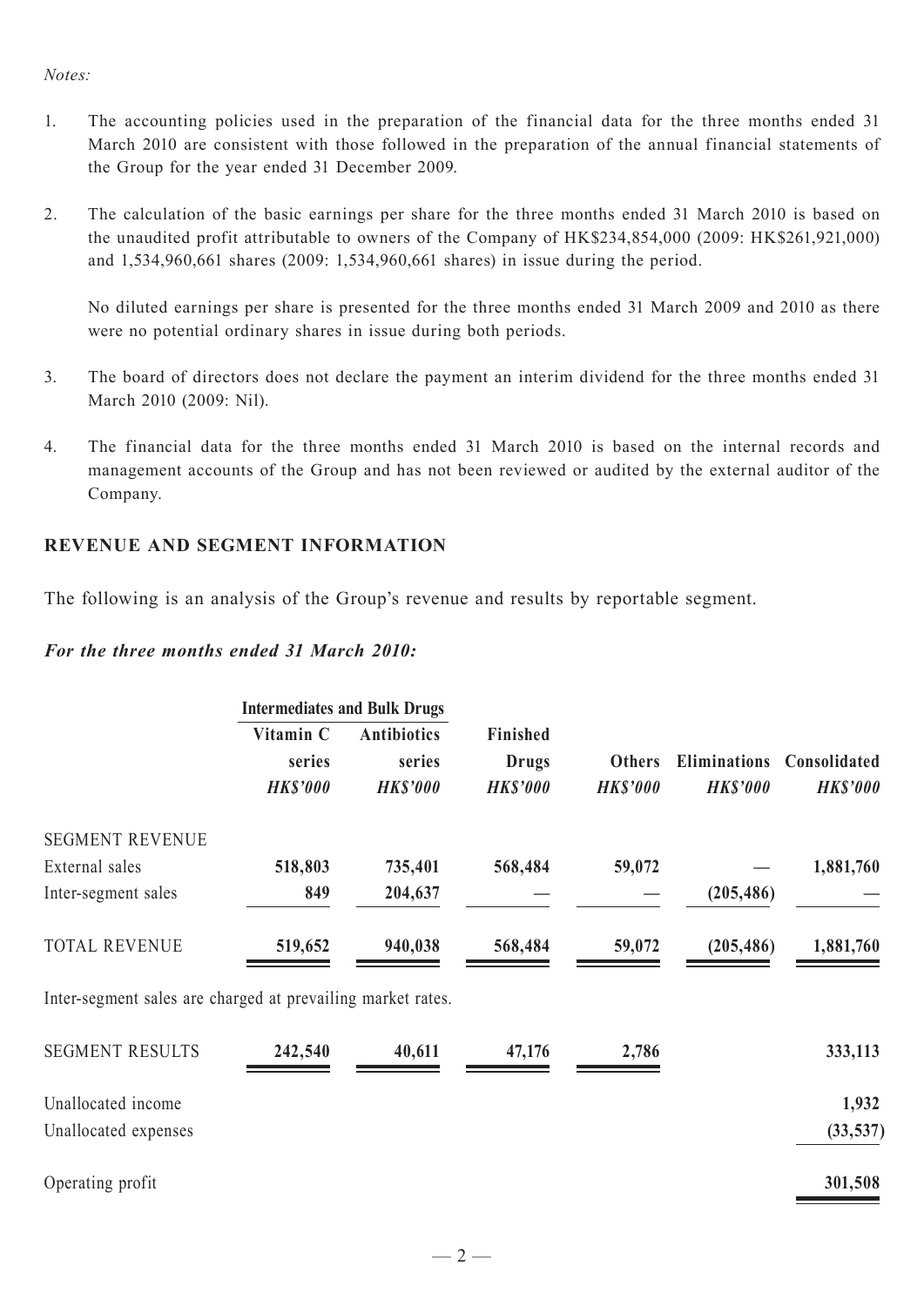*Notes:*

1. The accounting policies used in the preparation of the financial data for the three months ended 31 March 2010 are consistent with those followed in the preparation of the annual financial statements of the Group for the year ended 31 December 2009.

2. The calculation of the basic earnings per share for the three months ended 31 March 2010 is based on the unaudited profit attributable to owners of the Company of HK$234,854,000 (2009: HK$261,921,000) and 1,534,960,661 shares (2009: 1,534,960,661 shares) in issue during the period.

   No diluted earnings per share is presented for the three months ended 31 March 2009 and 2010 as there were no potential ordinary shares in issue during both periods.

3. The board of directors does not declare the payment an interim dividend for the three months ended 31 March 2010 (2009: Nil).

4. The financial data for the three months ended 31 March 2010 is based on the internal records and management accounts of the Group and has not been reviewed or audited by the external auditor of the Company.

## REVENUE AND SEGMENT INFORMATION

The following is an analysis of the Group's revenue and results by reportable segment.

***For the three months ended 31 March 2010:***

| | Intermediates and Bulk Drugs | | | | | |
|---|---|---|---|---|---|---|
| | Vitamin C series | Antibiotics series | Finished Drugs | Others | Eliminations | Consolidated |
| | *HK$'000* | *HK$'000* | *HK$'000* | *HK$'000* | *HK$'000* | *HK$'000* |
| SEGMENT REVENUE | | | | | | |
| External sales | **518,803** | **735,401** | **568,484** | **59,072** | **—** | **1,881,760** |
| Inter-segment sales | **849** | **204,637** | **—** | **—** | **(205,486)** | **—** |
| TOTAL REVENUE | **519,652** | **940,038** | **568,484** | **59,072** | **(205,486)** | **1,881,760** |

Inter-segment sales are charged at prevailing market rates.

| | Vitamin C series | Antibiotics series | Finished Drugs | Others | Eliminations | Consolidated |
|---|---|---|---|---|---|---|
| SEGMENT RESULTS | **242,540** | **40,611** | **47,176** | **2,786** | | **333,113** |
| Unallocated income | | | | | | **1,932** |
| Unallocated expenses | | | | | | **(33,537)** |
| Operating profit | | | | | | **301,508** |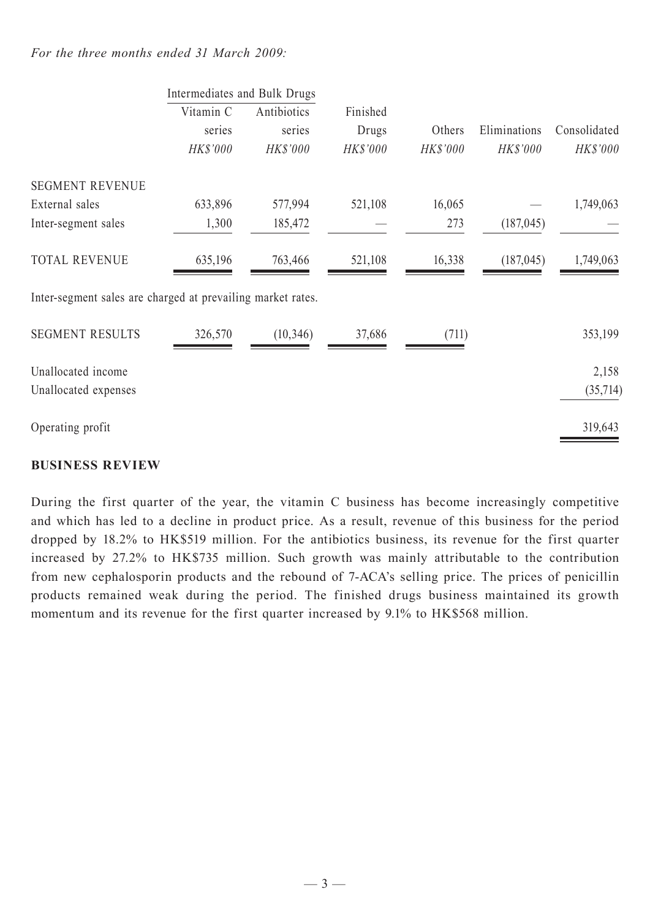*For the three months ended 31 March 2009:*

| | Intermediates and Bulk Drugs | | | | | |
|---|---|---|---|---|---|---|
| | Vitamin C series | Antibiotics series | Finished Drugs | Others | Eliminations | Consolidated |
| | *HK$'000* | *HK$'000* | *HK$'000* | *HK$'000* | *HK$'000* | *HK$'000* |
| SEGMENT REVENUE | | | | | | |
| External sales | 633,896 | 577,994 | 521,108 | 16,065 | — | 1,749,063 |
| Inter-segment sales | 1,300 | 185,472 | — | 273 | (187,045) | — |
| TOTAL REVENUE | 635,196 | 763,466 | 521,108 | 16,338 | (187,045) | 1,749,063 |

Inter-segment sales are charged at prevailing market rates.

| | | | | | | |
|---|---|---|---|---|---|---|
| SEGMENT RESULTS | 326,570 | (10,346) | 37,686 | (711) | | 353,199 |
| Unallocated income | | | | | | 2,158 |
| Unallocated expenses | | | | | | (35,714) |
| Operating profit | | | | | | 319,643 |

## BUSINESS REVIEW

During the first quarter of the year, the vitamin C business has become increasingly competitive and which has led to a decline in product price. As a result, revenue of this business for the period dropped by 18.2% to HK$519 million. For the antibiotics business, its revenue for the first quarter increased by 27.2% to HK$735 million. Such growth was mainly attributable to the contribution from new cephalosporin products and the rebound of 7-ACA's selling price. The prices of penicillin products remained weak during the period. The finished drugs business maintained its growth momentum and its revenue for the first quarter increased by 9.1% to HK$568 million.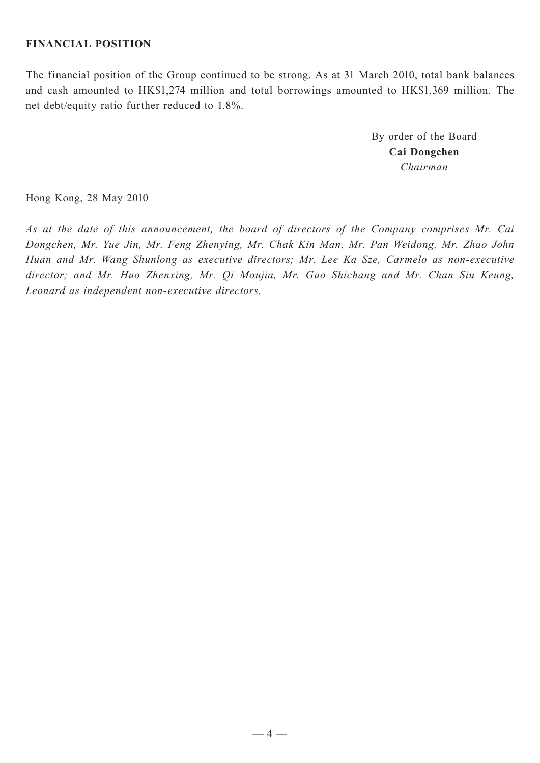## FINANCIAL POSITION

The financial position of the Group continued to be strong. As at 31 March 2010, total bank balances and cash amounted to HK$1,274 million and total borrowings amounted to HK$1,369 million. The net debt/equity ratio further reduced to 1.8%.

By order of the Board
**Cai Dongchen**
*Chairman*

Hong Kong, 28 May 2010

*As at the date of this announcement, the board of directors of the Company comprises Mr. Cai Dongchen, Mr. Yue Jin, Mr. Feng Zhenying, Mr. Chak Kin Man, Mr. Pan Weidong, Mr. Zhao John Huan and Mr. Wang Shunlong as executive directors; Mr. Lee Ka Sze, Carmelo as non-executive director; and Mr. Huo Zhenxing, Mr. Qi Moujia, Mr. Guo Shichang and Mr. Chan Siu Keung, Leonard as independent non-executive directors.*